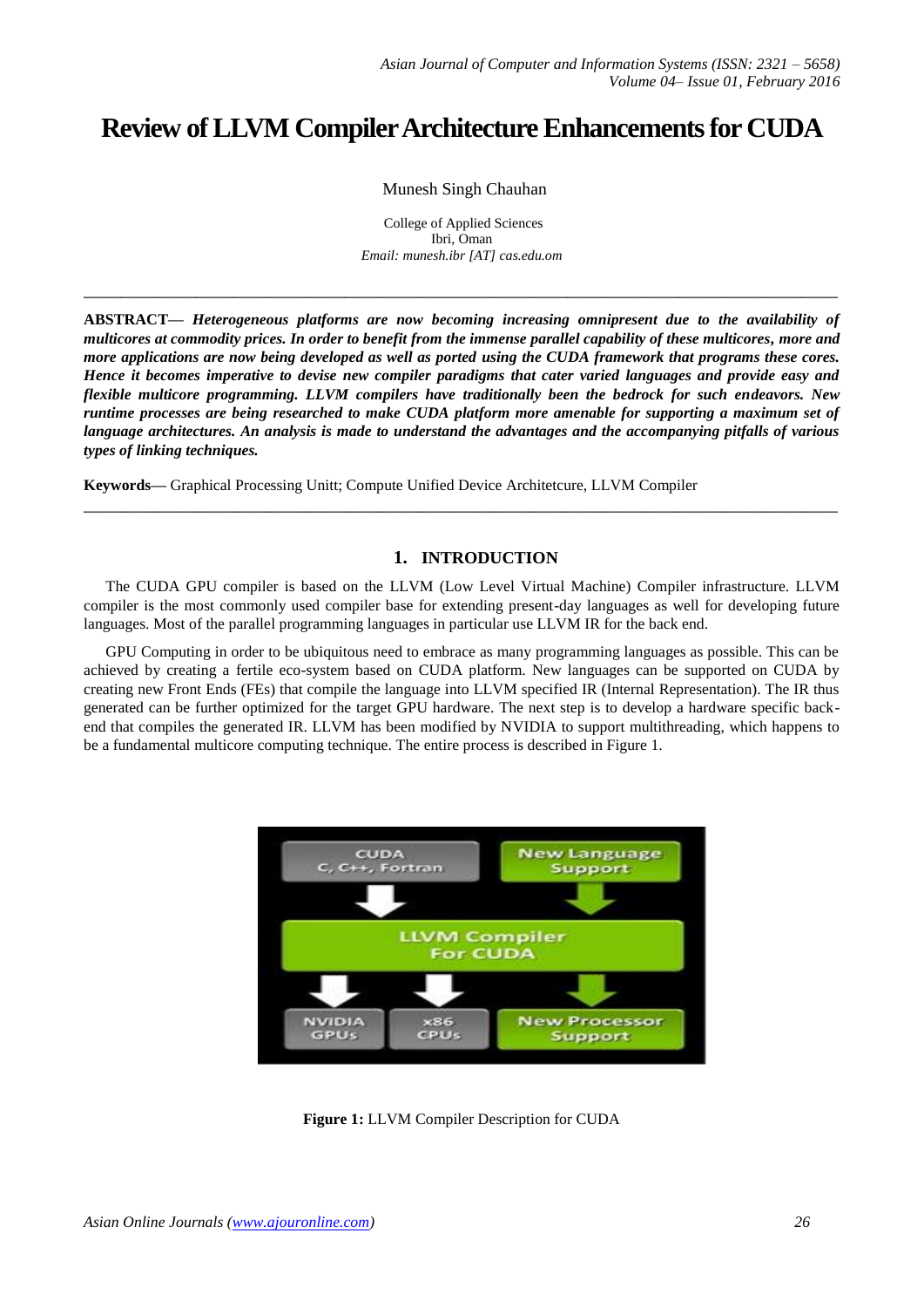# Review of LLVM Compiler Architecture Enhancements for CUDA

Munesh Singh Chauhan

College of Applied Sciences
Ibri, Oman
*Email: munesh.ibr [AT] cas.edu.om*

---

**ABSTRACT—** ***Heterogeneous platforms are now becoming increasing omnipresent due to the availability of multicores at commodity prices. In order to benefit from the immense parallel capability of these multicores, more and more applications are now being developed as well as ported using the CUDA framework that programs these cores. Hence it becomes imperative to devise new compiler paradigms that cater varied languages and provide easy and flexible multicore programming. LLVM compilers have traditionally been the bedrock for such endeavors. New runtime processes are being researched to make CUDA platform more amenable for supporting a maximum set of language architectures. An analysis is made to understand the advantages and the accompanying pitfalls of various types of linking techniques.***

**Keywords—** Graphical Processing Unitt; Compute Unified Device Architetcure, LLVM Compiler

---

## 1. INTRODUCTION

The CUDA GPU compiler is based on the LLVM (Low Level Virtual Machine) Compiler infrastructure. LLVM compiler is the most commonly used compiler base for extending present-day languages as well for developing future languages. Most of the parallel programming languages in particular use LLVM IR for the back end.

GPU Computing in order to be ubiquitous need to embrace as many programming languages as possible. This can be achieved by creating a fertile eco-system based on CUDA platform. New languages can be supported on CUDA by creating new Front Ends (FEs) that compile the language into LLVM specified IR (Internal Representation). The IR thus generated can be further optimized for the target GPU hardware. The next step is to develop a hardware specific back-end that compiles the generated IR. LLVM has been modified by NVIDIA to support multithreading, which happens to be a fundamental multicore computing technique. The entire process is described in Figure 1.

**Figure 1:** LLVM Compiler Description for CUDA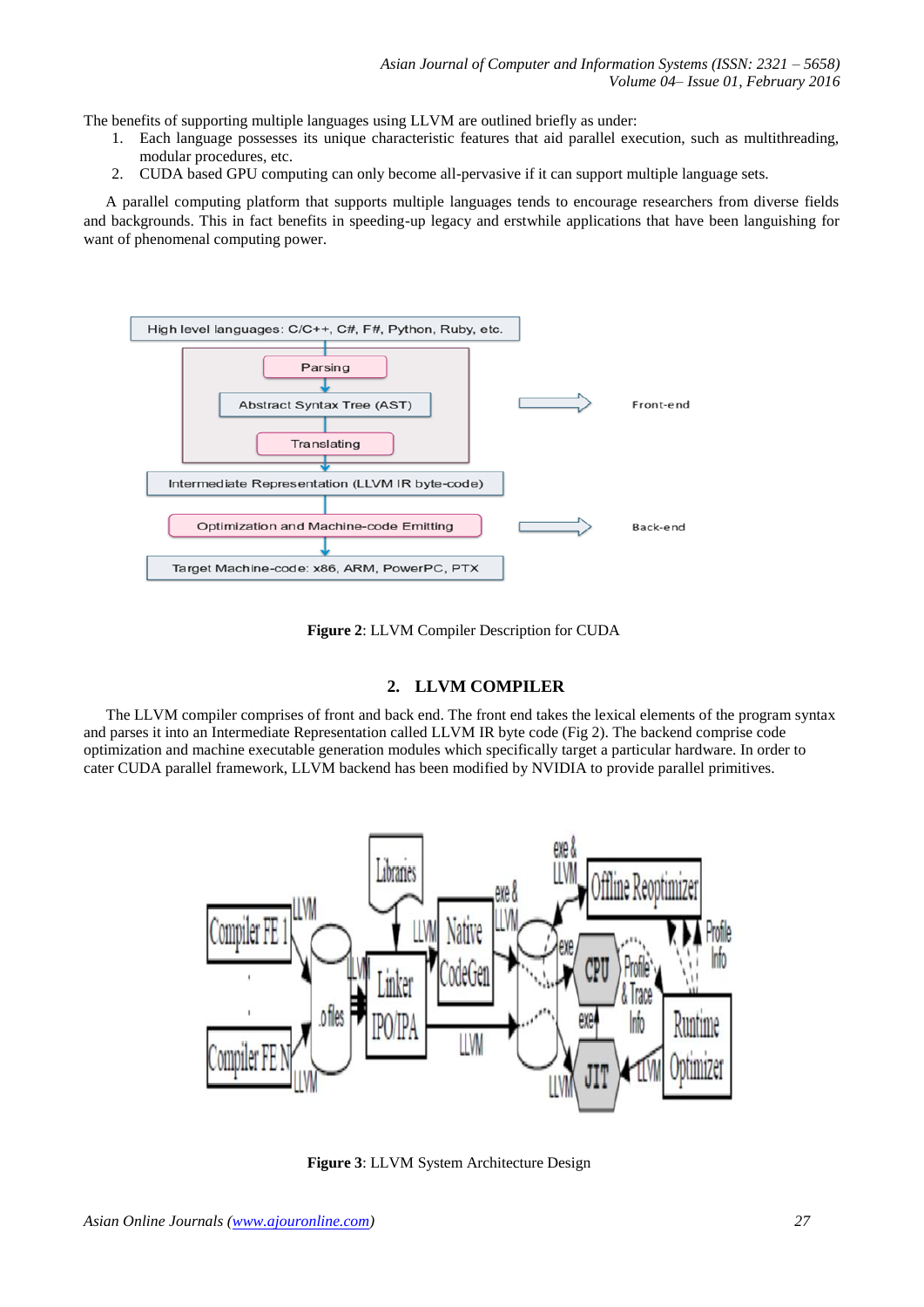The benefits of supporting multiple languages using LLVM are outlined briefly as under:

1. Each language possesses its unique characteristic features that aid parallel execution, such as multithreading, modular procedures, etc.
2. CUDA based GPU computing can only become all-pervasive if it can support multiple language sets.

A parallel computing platform that supports multiple languages tends to encourage researchers from diverse fields and backgrounds. This in fact benefits in speeding-up legacy and erstwhile applications that have been languishing for want of phenomenal computing power.

**Figure 2**: LLVM Compiler Description for CUDA

## 2. LLVM COMPILER

The LLVM compiler comprises of front and back end. The front end takes the lexical elements of the program syntax and parses it into an Intermediate Representation called LLVM IR byte code (Fig 2). The backend comprise code optimization and machine executable generation modules which specifically target a particular hardware. In order to cater CUDA parallel framework, LLVM backend has been modified by NVIDIA to provide parallel primitives.

**Figure 3**: LLVM System Architecture Design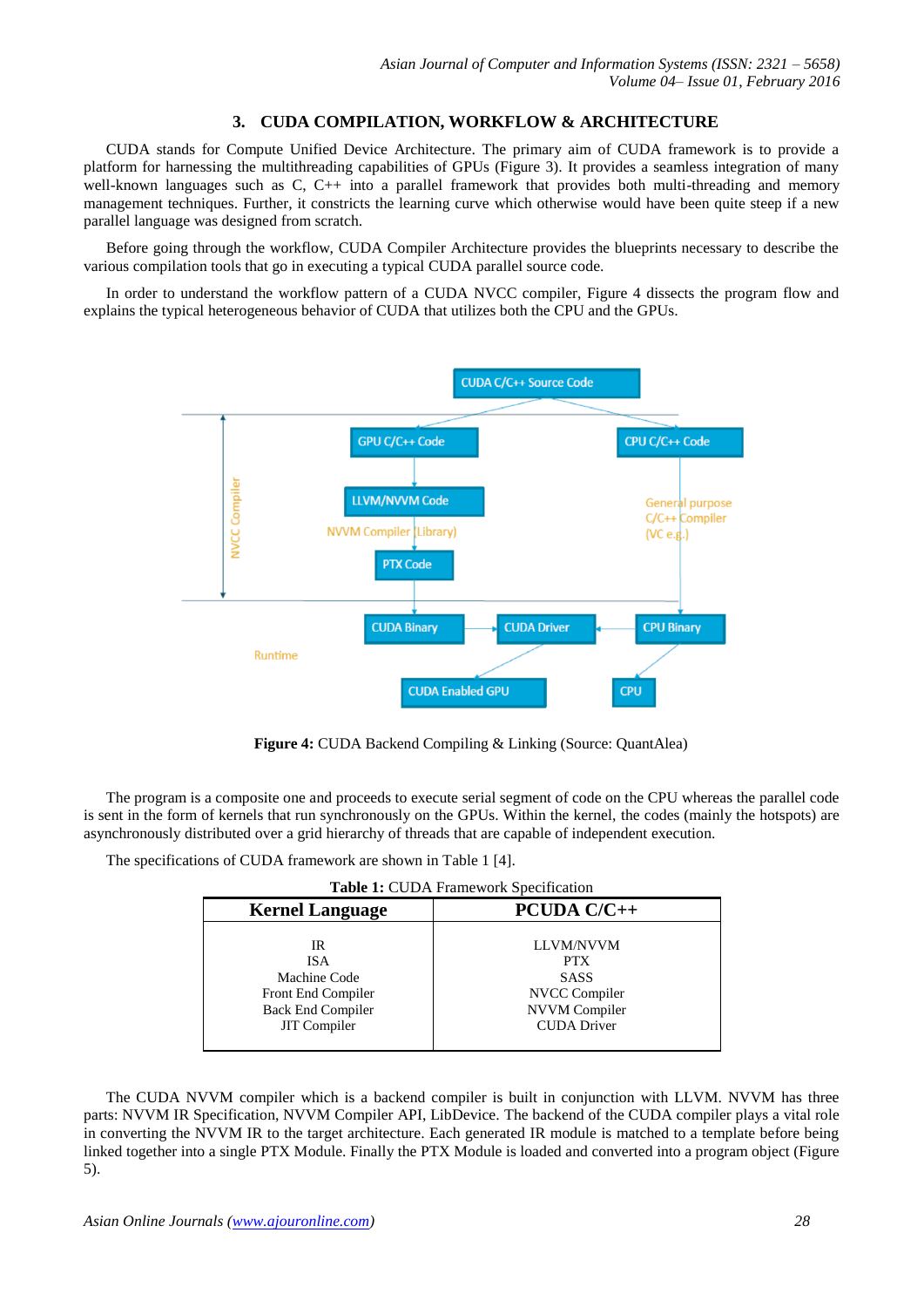## 3. CUDA COMPILATION, WORKFLOW & ARCHITECTURE

CUDA stands for Compute Unified Device Architecture. The primary aim of CUDA framework is to provide a platform for harnessing the multithreading capabilities of GPUs (Figure 3). It provides a seamless integration of many well-known languages such as C, C++ into a parallel framework that provides both multi-threading and memory management techniques. Further, it constricts the learning curve which otherwise would have been quite steep if a new parallel language was designed from scratch.

Before going through the workflow, CUDA Compiler Architecture provides the blueprints necessary to describe the various compilation tools that go in executing a typical CUDA parallel source code.

In order to understand the workflow pattern of a CUDA NVCC compiler, Figure 4 dissects the program flow and explains the typical heterogeneous behavior of CUDA that utilizes both the CPU and the GPUs.

**Figure 4:** CUDA Backend Compiling & Linking (Source: QuantAlea)

The program is a composite one and proceeds to execute serial segment of code on the CPU whereas the parallel code is sent in the form of kernels that run synchronously on the GPUs. Within the kernel, the codes (mainly the hotspots) are asynchronously distributed over a grid hierarchy of threads that are capable of independent execution.

The specifications of CUDA framework are shown in Table 1 [4].

**Table 1:** CUDA Framework Specification

| Kernel Language | PCUDA C/C++ |
|---|---|
| IR | LLVM/NVVM |
| ISA | PTX |
| Machine Code | SASS |
| Front End Compiler | NVCC Compiler |
| Back End Compiler | NVVM Compiler |
| JIT Compiler | CUDA Driver |

The CUDA NVVM compiler which is a backend compiler is built in conjunction with LLVM. NVVM has three parts: NVVM IR Specification, NVVM Compiler API, LibDevice. The backend of the CUDA compiler plays a vital role in converting the NVVM IR to the target architecture. Each generated IR module is matched to a template before being linked together into a single PTX Module. Finally the PTX Module is loaded and converted into a program object (Figure 5).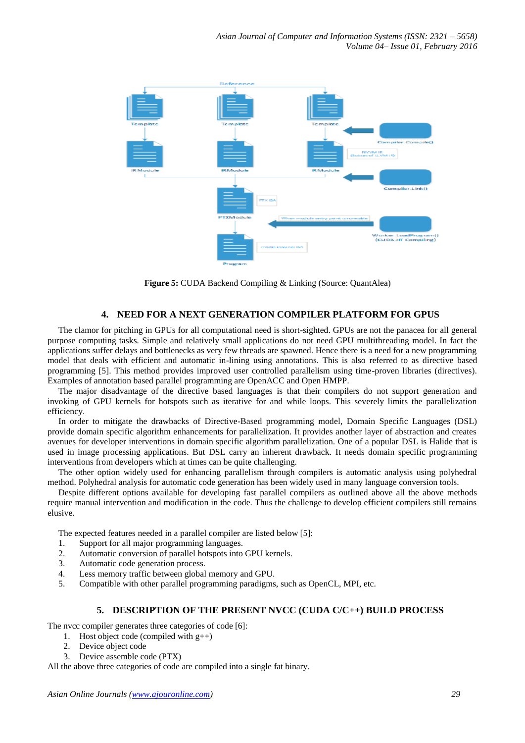**Figure 5:** CUDA Backend Compiling & Linking (Source: QuantAlea)

## 4. NEED FOR A NEXT GENERATION COMPILER PLATFORM FOR GPUS

The clamor for pitching in GPUs for all computational need is short-sighted. GPUs are not the panacea for all general purpose computing tasks. Simple and relatively small applications do not need GPU multithreading model. In fact the applications suffer delays and bottlenecks as very few threads are spawned. Hence there is a need for a new programming model that deals with efficient and automatic in-lining using annotations. This is also referred to as directive based programming [5]. This method provides improved user controlled parallelism using time-proven libraries (directives). Examples of annotation based parallel programming are OpenACC and Open HMPP.

The major disadvantage of the directive based languages is that their compilers do not support generation and invoking of GPU kernels for hotspots such as iterative for and while loops. This severely limits the parallelization efficiency.

In order to mitigate the drawbacks of Directive-Based programming model, Domain Specific Languages (DSL) provide domain specific algorithm enhancements for parallelization. It provides another layer of abstraction and creates avenues for developer interventions in domain specific algorithm parallelization. One of a popular DSL is Halide that is used in image processing applications. But DSL carry an inherent drawback. It needs domain specific programming interventions from developers which at times can be quite challenging.

The other option widely used for enhancing parallelism through compilers is automatic analysis using polyhedral method. Polyhedral analysis for automatic code generation has been widely used in many language conversion tools.

Despite different options available for developing fast parallel compilers as outlined above all the above methods require manual intervention and modification in the code. Thus the challenge to develop efficient compilers still remains elusive.

The expected features needed in a parallel compiler are listed below [5]:

1. Support for all major programming languages.
2. Automatic conversion of parallel hotspots into GPU kernels.
3. Automatic code generation process.
4. Less memory traffic between global memory and GPU.
5. Compatible with other parallel programming paradigms, such as OpenCL, MPI, etc.

## 5. DESCRIPTION OF THE PRESENT NVCC (CUDA C/C++) BUILD PROCESS

The nvcc compiler generates three categories of code [6]:

1. Host object code (compiled with g++)
2. Device object code
3. Device assemble code (PTX)

All the above three categories of code are compiled into a single fat binary.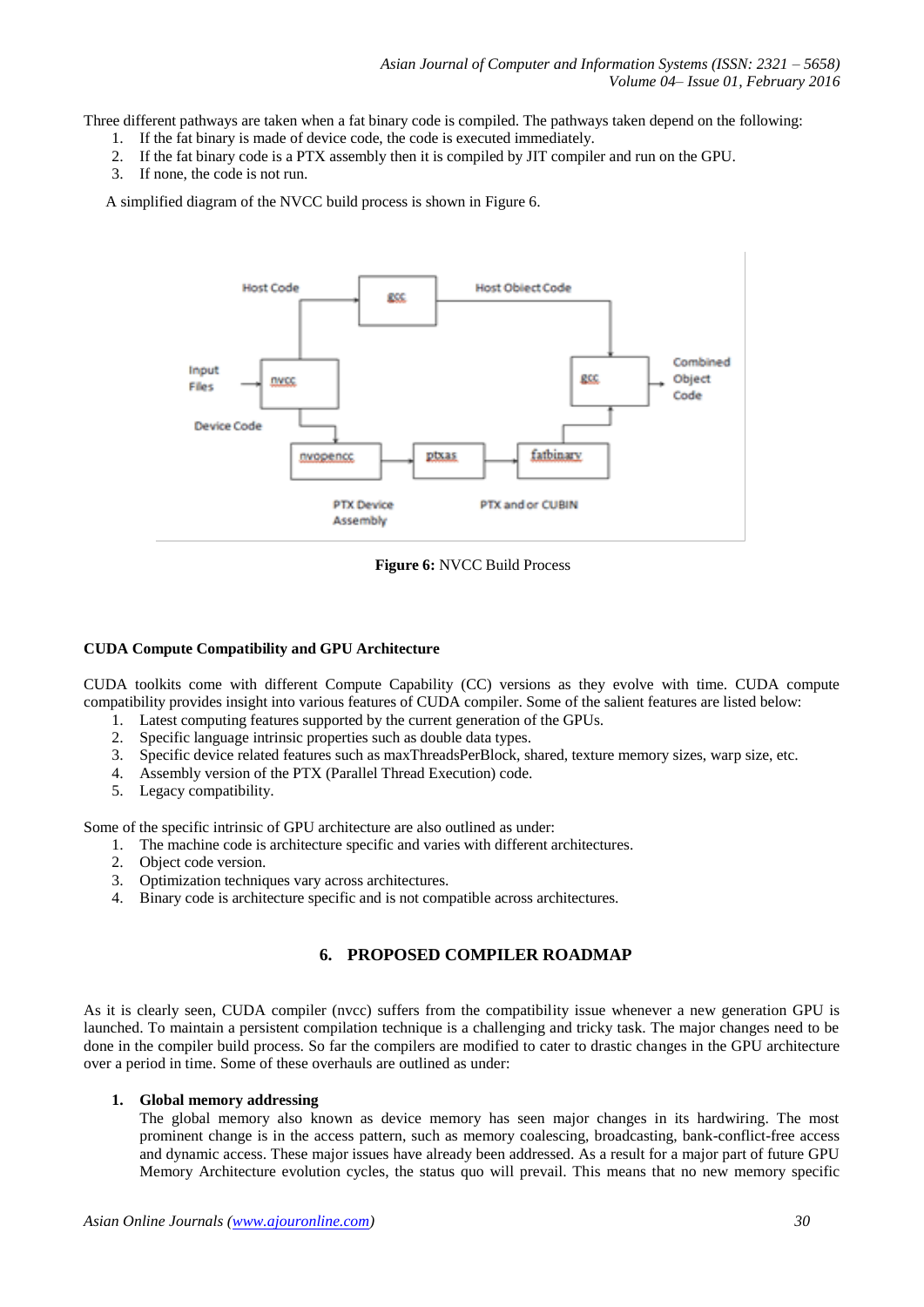Three different pathways are taken when a fat binary code is compiled. The pathways taken depend on the following:

1. If the fat binary is made of device code, the code is executed immediately.
2. If the fat binary code is a PTX assembly then it is compiled by JIT compiler and run on the GPU.
3. If none, the code is not run.

A simplified diagram of the NVCC build process is shown in Figure 6.

**Figure 6:** NVCC Build Process

**CUDA Compute Compatibility and GPU Architecture**

CUDA toolkits come with different Compute Capability (CC) versions as they evolve with time. CUDA compute compatibility provides insight into various features of CUDA compiler. Some of the salient features are listed below:

1. Latest computing features supported by the current generation of the GPUs.
2. Specific language intrinsic properties such as double data types.
3. Specific device related features such as maxThreadsPerBlock, shared, texture memory sizes, warp size, etc.
4. Assembly version of the PTX (Parallel Thread Execution) code.
5. Legacy compatibility.

Some of the specific intrinsic of GPU architecture are also outlined as under:

1. The machine code is architecture specific and varies with different architectures.
2. Object code version.
3. Optimization techniques vary across architectures.
4. Binary code is architecture specific and is not compatible across architectures.

## 6. PROPOSED COMPILER ROADMAP

As it is clearly seen, CUDA compiler (nvcc) suffers from the compatibility issue whenever a new generation GPU is launched. To maintain a persistent compilation technique is a challenging and tricky task. The major changes need to be done in the compiler build process. So far the compilers are modified to cater to drastic changes in the GPU architecture over a period in time. Some of these overhauls are outlined as under:

1. **Global memory addressing**
   The global memory also known as device memory has seen major changes in its hardwiring. The most prominent change is in the access pattern, such as memory coalescing, broadcasting, bank-conflict-free access and dynamic access. These major issues have already been addressed. As a result for a major part of future GPU Memory Architecture evolution cycles, the status quo will prevail. This means that no new memory specific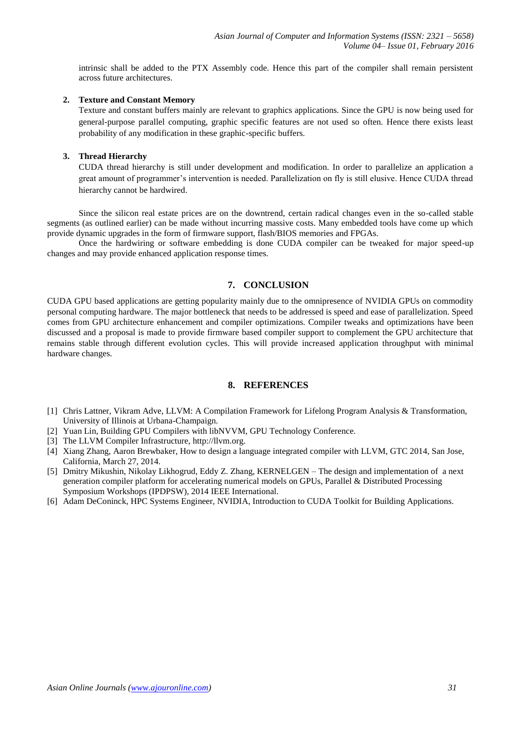intrinsic shall be added to the PTX Assembly code. Hence this part of the compiler shall remain persistent across future architectures.

2. **Texture and Constant Memory**

   Texture and constant buffers mainly are relevant to graphics applications. Since the GPU is now being used for general-purpose parallel computing, graphic specific features are not used so often. Hence there exists least probability of any modification in these graphic-specific buffers.

3. **Thread Hierarchy**

   CUDA thread hierarchy is still under development and modification. In order to parallelize an application a great amount of programmer's intervention is needed. Parallelization on fly is still elusive. Hence CUDA thread hierarchy cannot be hardwired.

Since the silicon real estate prices are on the downtrend, certain radical changes even in the so-called stable segments (as outlined earlier) can be made without incurring massive costs. Many embedded tools have come up which provide dynamic upgrades in the form of firmware support, flash/BIOS memories and FPGAs.

Once the hardwiring or software embedding is done CUDA compiler can be tweaked for major speed-up changes and may provide enhanced application response times.

## 7. CONCLUSION

CUDA GPU based applications are getting popularity mainly due to the omnipresence of NVIDIA GPUs on commodity personal computing hardware. The major bottleneck that needs to be addressed is speed and ease of parallelization. Speed comes from GPU architecture enhancement and compiler optimizations. Compiler tweaks and optimizations have been discussed and a proposal is made to provide firmware based compiler support to complement the GPU architecture that remains stable through different evolution cycles. This will provide increased application throughput with minimal hardware changes.

## 8. REFERENCES

[1] Chris Lattner, Vikram Adve, LLVM: A Compilation Framework for Lifelong Program Analysis & Transformation, University of Illinois at Urbana-Champaign.

[2] Yuan Lin, Building GPU Compilers with libNVVM, GPU Technology Conference.

[3] The LLVM Compiler Infrastructure, http://llvm.org.

[4] Xiang Zhang, Aaron Brewbaker, How to design a language integrated compiler with LLVM, GTC 2014, San Jose, California, March 27, 2014.

[5] Dmitry Mikushin, Nikolay Likhogrud, Eddy Z. Zhang, KERNELGEN – The design and implementation of a next generation compiler platform for accelerating numerical models on GPUs, Parallel & Distributed Processing Symposium Workshops (IPDPSW), 2014 IEEE International.

[6] Adam DeConinck, HPC Systems Engineer, NVIDIA, Introduction to CUDA Toolkit for Building Applications.